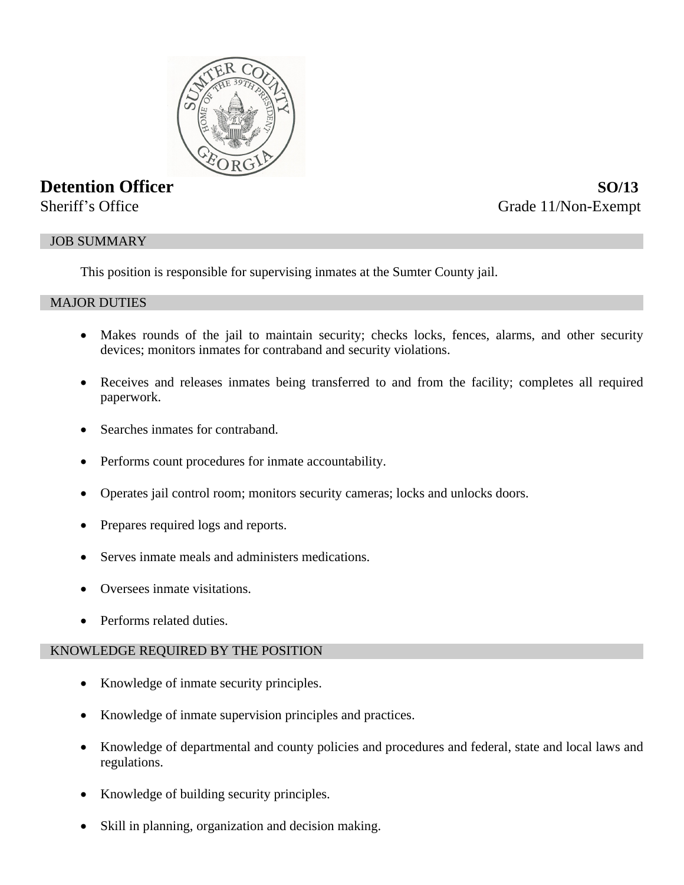# Detention Officer

**SO/13**

Sheriff's Office

Grade 11/Non-Exempt

## JOB SUMMARY

This position is responsible for supervising inmates at the Sumter County jail.

## MAJOR DUTIES

- Makes rounds of the jail to maintain security; checks locks, fences, alarms, and other security devices; monitors inmates for contraband and security violations.
- Receives and releases inmates being transferred to and from the facility; completes all required paperwork.
- Searches inmates for contraband.
- Performs count procedures for inmate accountability.
- Operates jail control room; monitors security cameras; locks and unlocks doors.
- Prepares required logs and reports.
- Serves inmate meals and administers medications.
- Oversees inmate visitations.
- Performs related duties.

## KNOWLEDGE REQUIRED BY THE POSITION

- Knowledge of inmate security principles.
- Knowledge of inmate supervision principles and practices.
- Knowledge of departmental and county policies and procedures and federal, state and local laws and regulations.
- Knowledge of building security principles.
- Skill in planning, organization and decision making.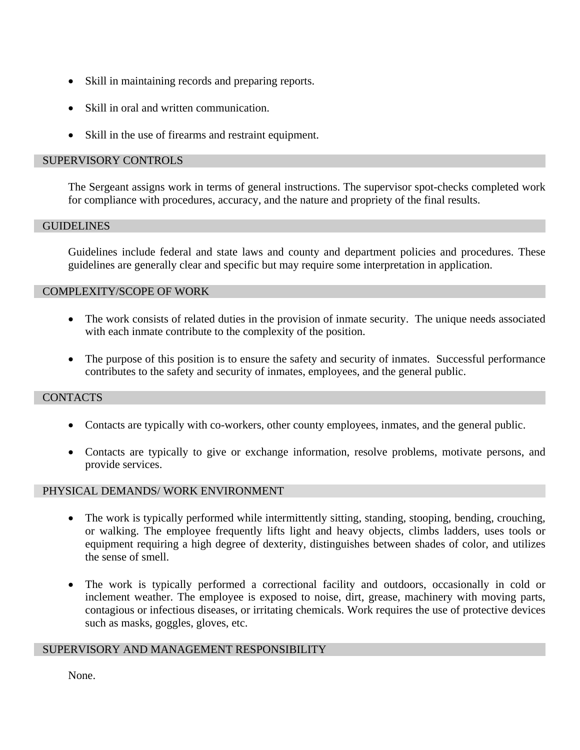- Skill in maintaining records and preparing reports.
- Skill in oral and written communication.
- Skill in the use of firearms and restraint equipment.

## SUPERVISORY CONTROLS

The Sergeant assigns work in terms of general instructions. The supervisor spot-checks completed work for compliance with procedures, accuracy, and the nature and propriety of the final results.

## GUIDELINES

Guidelines include federal and state laws and county and department policies and procedures. These guidelines are generally clear and specific but may require some interpretation in application.

## COMPLEXITY/SCOPE OF WORK

- The work consists of related duties in the provision of inmate security. The unique needs associated with each inmate contribute to the complexity of the position.
- The purpose of this position is to ensure the safety and security of inmates. Successful performance contributes to the safety and security of inmates, employees, and the general public.

## CONTACTS

- Contacts are typically with co-workers, other county employees, inmates, and the general public.
- Contacts are typically to give or exchange information, resolve problems, motivate persons, and provide services.

## PHYSICAL DEMANDS/ WORK ENVIRONMENT

- The work is typically performed while intermittently sitting, standing, stooping, bending, crouching, or walking. The employee frequently lifts light and heavy objects, climbs ladders, uses tools or equipment requiring a high degree of dexterity, distinguishes between shades of color, and utilizes the sense of smell.
- The work is typically performed a correctional facility and outdoors, occasionally in cold or inclement weather. The employee is exposed to noise, dirt, grease, machinery with moving parts, contagious or infectious diseases, or irritating chemicals. Work requires the use of protective devices such as masks, goggles, gloves, etc.

## SUPERVISORY AND MANAGEMENT RESPONSIBILITY

None.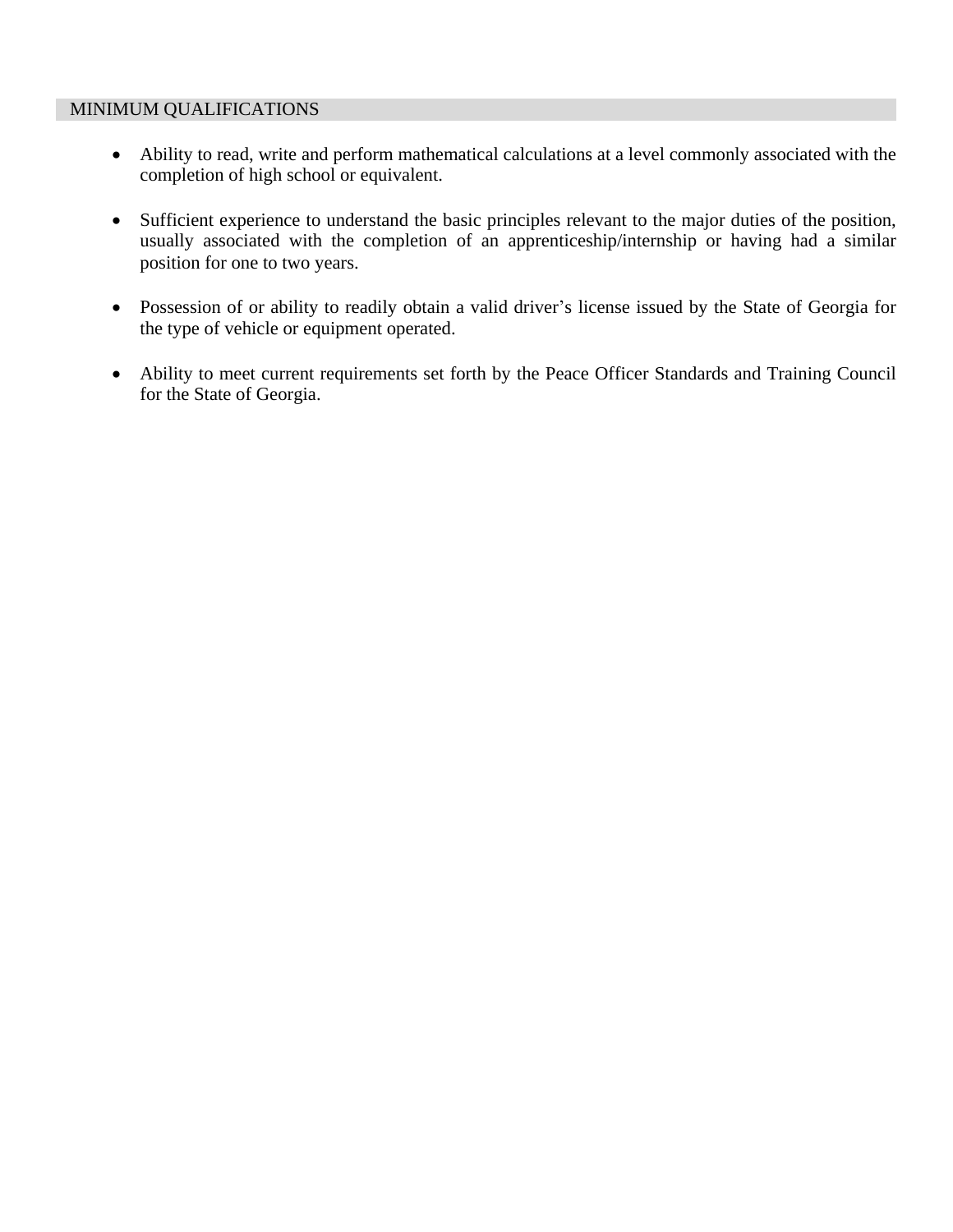## MINIMUM QUALIFICATIONS

- Ability to read, write and perform mathematical calculations at a level commonly associated with the completion of high school or equivalent.

- Sufficient experience to understand the basic principles relevant to the major duties of the position, usually associated with the completion of an apprenticeship/internship or having had a similar position for one to two years.

- Possession of or ability to readily obtain a valid driver's license issued by the State of Georgia for the type of vehicle or equipment operated.

- Ability to meet current requirements set forth by the Peace Officer Standards and Training Council for the State of Georgia.